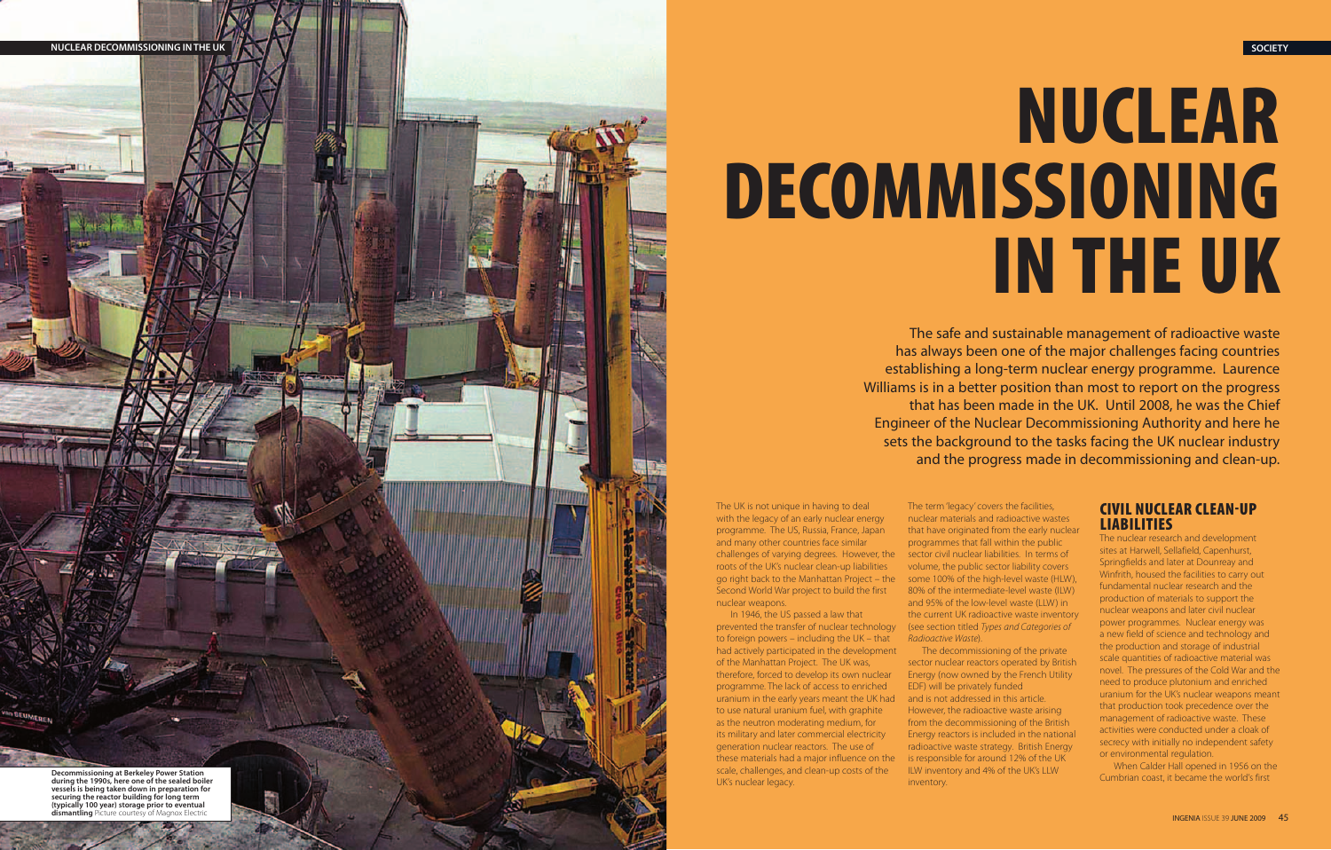# NUCLEAR DECOMMISSIONING IN THE UK

The safe and sustainable management of radioactive waste has always been one of the major challenges facing countries establishing a long-term nuclear energy programme. Laurence Williams is in a better position than most to report on the progress that has been made in the UK. Until 2008, he was the Chief Engineer of the Nuclear Decommissioning Authority and here he sets the background to the tasks facing the UK nuclear industry and the progress made in decommissioning and clean-up.

**Decommissioning at Berkeley Power Station during the 1990s, here one of the sealed boiler vessels is being taken down in preparation for securing the reactor building for long term (typically 100 year) storage prior to eventual dismantling** Picture courtesy of Magnox Electric

The UK is not unique in having to deal with the legacy of an early nuclear energy programme. The US, Russia, France, Japan and many other countries face similar challenges of varying degrees. However, the roots of the UK's nuclear clean-up liabilities go right back to the Manhattan Project – the Second World War project to build the first nuclear weapons.

In 1946, the US passed a law that prevented the transfer of nuclear technology to foreign powers – including the UK – that had actively participated in the development of the Manhattan Project. The UK was, therefore, forced to develop its own nuclear programme. The lack of access to enriched uranium in the early years meant the UK had to use natural uranium fuel, with graphite as the neutron moderating medium, for its military and later commercial electricity generation nuclear reactors. The use of these materials had a major influence on the scale, challenges, and clean-up costs of the UK's nuclear legacy.

The term 'legacy' covers the facilities, nuclear materials and radioactive wastes that have originated from the early nuclear programmes that fall within the public sector civil nuclear liabilities. In terms of volume, the public sector liability covers some 100% of the high-level waste (HLW), 80% of the intermediate-level waste (ILW) and 95% of the low-level waste (LLW) in the current UK radioactive waste inventory (see section titled *Types and Categories of Radioactive Waste*).

The decommissioning of the private sector nuclear reactors operated by British Energy (now owned by the French Utility EDF) will be privately funded and is not addressed in this article. However, the radioactive waste arising from the decommissioning of the British Energy reactors is included in the national radioactive waste strategy. British Energy is responsible for around 12% of the UK ILW inventory and 4% of the UK's LLW inventory.

## CIVIL NUCLEAR CLEAN-UP LIABILITIES

The nuclear research and development sites at Harwell, Sellafield, Capenhurst, Springfields and later at Dounreay and Winfrith, housed the facilities to carry out fundamental nuclear research and the production of materials to support the nuclear weapons and later civil nuclear power programmes. Nuclear energy was a new field of science and technology and the production and storage of industrial scale quantities of radioactive material was novel. The pressures of the Cold War and the need to produce plutonium and enriched uranium for the UK's nuclear weapons meant that production took precedence over the management of radioactive waste. These activities were conducted under a cloak of secrecy with initially no independent safety or environmental regulation.

When Calder Hall opened in 1956 on the Cumbrian coast, it became the world's first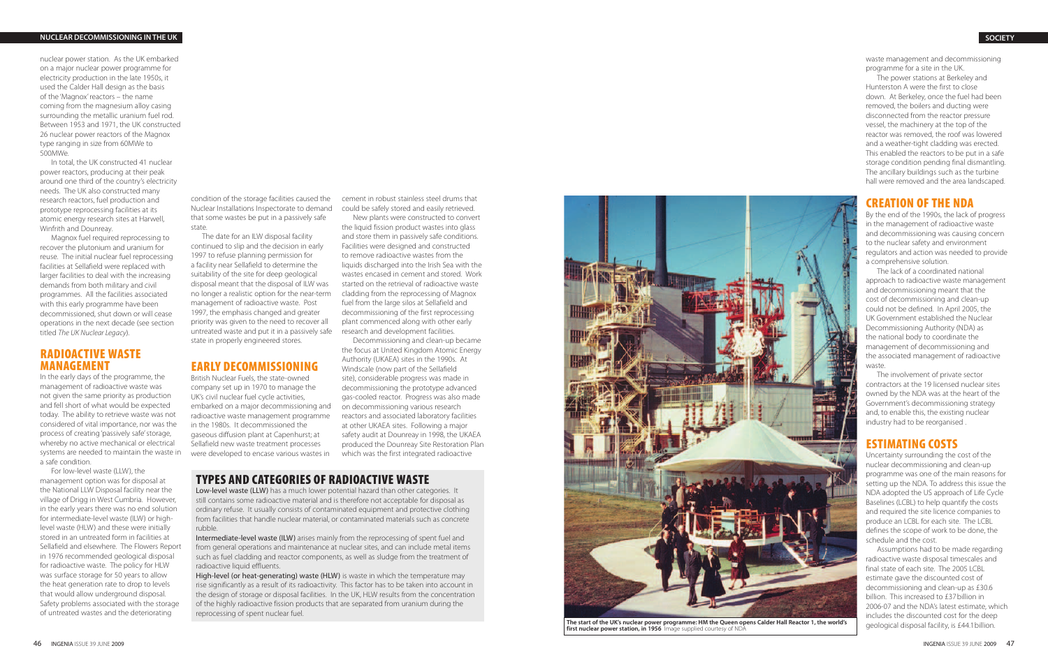nuclear power station. As the UK embarked on a major nuclear power programme for electricity production in the late 1950s, it used the Calder Hall design as the basis of the 'Magnox' reactors – the name coming from the magnesium alloy casing surrounding the metallic uranium fuel rod. Between 1953 and 1971, the UK constructed 26 nuclear power reactors of the Magnox type ranging in size from 60MWe to 500MWe.

In total, the UK constructed 41 nuclear power reactors, producing at their peak around one third of the country's electricity needs. The UK also constructed many research reactors, fuel production and prototype reprocessing facilities at its atomic energy research sites at Harwell, Winfrith and Dounreay.

Magnox fuel required reprocessing to recover the plutonium and uranium for reuse. The initial nuclear fuel reprocessing facilities at Sellafield were replaced with larger facilities to deal with the increasing demands from both military and civil programmes. All the facilities associated with this early programme have been decommissioned, shut down or will cease operations in the next decade (see section titled *The UK Nuclear Legacy*).

## RADIOACTIVE WASTE MANAGEMENT

In the early days of the programme, the management of radioactive waste was not given the same priority as production and fell short of what would be expected today. The ability to retrieve waste was not considered of vital importance, nor was the process of creating 'passively safe' storage, whereby no active mechanical or electrical systems are needed to maintain the waste in a safe condition.

For low-level waste (LLW), the management option was for disposal at the National LLW Disposal facility near the village of Drigg in West Cumbria. However, in the early years there was no end solution for intermediate-level waste (ILW) or high-level waste (HLW) and these were initially stored in an untreated form in facilities at Sellafield and elsewhere. The Flowers Report in 1976 recommended geological disposal for radioactive waste. The policy for HLW was surface storage for 50 years to allow the heat generation rate to drop to levels that would allow underground disposal. Safety problems associated with the storage of untreated wastes and the deteriorating condition of the storage facilities caused the Nuclear Installations Inspectorate to demand that some wastes be put in a passively safe state.

The date for an ILW disposal facility continued to slip and the decision in early 1997 to refuse planning permission for a facility near Sellafield to determine the suitability of the site for deep geological disposal meant that the disposal of ILW was no longer a realistic option for the near-term management of radioactive waste. Post 1997, the emphasis changed and greater priority was given to the need to recover all untreated waste and put it in a passively safe state in properly engineered stores.

## EARLY DECOMMISSIONING

British Nuclear Fuels, the state-owned company set up in 1970 to manage the UK's civil nuclear fuel cycle activities, embarked on a major decommissioning and radioactive waste management programme in the 1980s. It decommissioned the gaseous diffusion plant at Capenhurst; at Sellafield new waste treatment processes were developed to encase various wastes in cement in robust stainless steel drums that could be safely stored and easily retrieved.

New plants were constructed to convert the liquid fission product wastes into glass and store them in passively safe conditions. Facilities were designed and constructed to remove radioactive wastes from the liquids discharged into the Irish Sea with the wastes encased in cement and stored. Work started on the retrieval of radioactive waste cladding from the reprocessing of Magnox fuel from the large silos at Sellafield and decommissioning of the first reprocessing plant commenced along with other early research and development facilities.

Decommissioning and clean-up became the focus at United Kingdom Atomic Energy Authority (UKAEA) sites in the 1990s. At Windscale (now part of the Sellafield site), considerable progress was made in decommissioning the prototype advanced gas-cooled reactor. Progress was also made on decommissioning various research reactors and associated laboratory facilities at other UKAEA sites. Following a major safety audit at Dounreay in 1998, the UKAEA produced the Dounreay Site Restoration Plan which was the first integrated radioactive waste management and decommissioning programme for a site in the UK.

The power stations at Berkeley and Hunterston A were the first to close down. At Berkeley, once the fuel had been removed, the boilers and ducting were disconnected from the reactor pressure vessel, the machinery at the top of the reactor was removed, the roof was lowered and a weather-tight cladding was erected. This enabled the reactors to be put in a safe storage condition pending final dismantling. The ancillary buildings such as the turbine hall were removed and the area landscaped.

## TYPES AND CATEGORIES OF RADIOACTIVE WASTE

**Low-level waste (LLW)** has a much lower potential hazard than other categories. It still contains some radioactive material and is therefore not acceptable for disposal as ordinary refuse. It usually consists of contaminated equipment and protective clothing from facilities that handle nuclear material, or contaminated materials such as concrete rubble.

**Intermediate-level waste (ILW)** arises mainly from the reprocessing of spent fuel and from general operations and maintenance at nuclear sites, and can include metal items such as fuel cladding and reactor components, as well as sludge from the treatment of radioactive liquid effluents.

**High-level (or heat-generating) waste (HLW)** is waste in which the temperature may rise significantly as a result of its radioactivity. This factor has to be taken into account in the design of storage or disposal facilities. In the UK, HLW results from the concentration of the highly radioactive fission products that are separated from uranium during the reprocessing of spent nuclear fuel.

**The start of the UK's nuclear power programme: HM the Queen opens Calder Hall Reactor 1, the world's first nuclear power station, in 1956** Image supplied courtesy of NDA

## CREATION OF THE NDA

By the end of the 1990s, the lack of progress in the management of radioactive waste and decommissioning was causing concern to the nuclear safety and environment regulators and action was needed to provide a comprehensive solution.

The lack of a coordinated national approach to radioactive waste management and decommissioning meant that the cost of decommissioning and clean-up could not be defined. In April 2005, the UK Government established the Nuclear Decommissioning Authority (NDA) as the national body to coordinate the management of decommissioning and the associated management of radioactive waste.

The involvement of private sector contractors at the 19 licensed nuclear sites owned by the NDA was at the heart of the Government's decommissioning strategy and, to enable this, the existing nuclear industry had to be reorganised .

## ESTIMATING COSTS

Uncertainty surrounding the cost of the nuclear decommissioning and clean-up programme was one of the main reasons for setting up the NDA. To address this issue the NDA adopted the US approach of Life Cycle Baselines (LCBL) to help quantify the costs and required the site licence companies to produce an LCBL for each site. The LCBL defines the scope of work to be done, the schedule and the cost.

Assumptions had to be made regarding radioactive waste disposal timescales and final state of each site. The 2005 LCBL estimate gave the discounted cost of decommissioning and clean-up as £30.6 billion. This increased to £37 billion in 2006-07 and the NDA's latest estimate, which includes the discounted cost for the deep geological disposal facility, is £44.1 billion.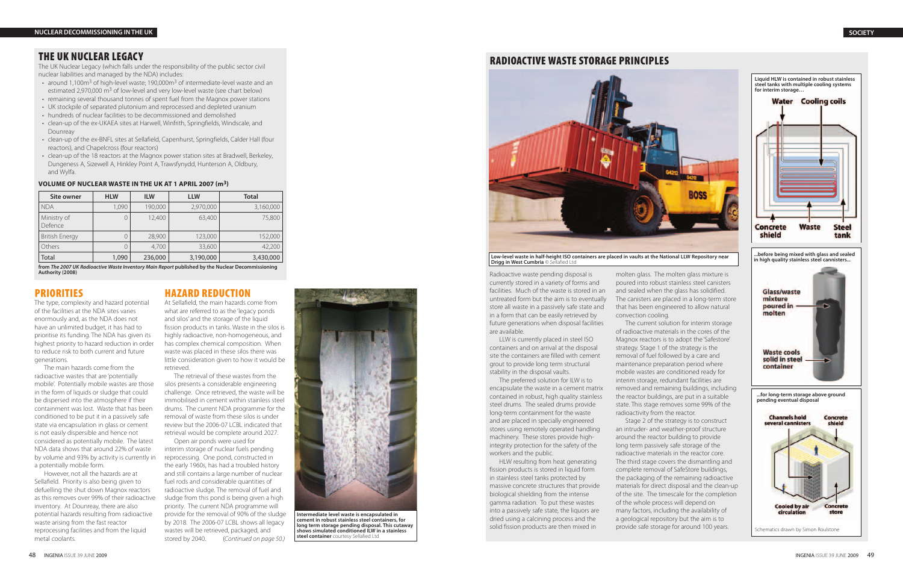# THE UK NUCLEAR LEGACY

The UK Nuclear Legacy (which falls under the responsibility of the public sector civil nuclear liabilities and managed by the NDA) includes:

- around 1,100m$^3$ of high-level waste; 190,000m$^3$ of intermediate-level waste and an estimated 2,970,000 m$^3$ of low-level and very low-level waste (see chart below)
- remaining several thousand tonnes of spent fuel from the Magnox power stations
- UK stockpile of separated plutonium and reprocessed and depleted uranium
- hundreds of nuclear facilities to be decommissioned and demolished
- clean-up of the ex-UKAEA sites at Harwell, Winfrith, Springfields, Windscale, and Dounreay
- clean-up of the ex-BNFL sites at Sellafield, Capenhurst, Springfields, Calder Hall (four reactors), and Chapelcross (four reactors)
- clean-up of the 18 reactors at the Magnox power station sites at Bradwell, Berkeley, Dungeness A, Sizewell A, Hinkley Point A, Trawsfynydd, Hunterson A, Oldbury, and Wylfa.

### VOLUME OF NUCLEAR WASTE IN THE UK AT 1 APRIL 2007 (m$^3$)

| Site owner | HLW | ILW | LLW | Total |
|---|---|---|---|---|
| NDA | 1,090 | 190,000 | 2,970,000 | 3,160,000 |
| Ministry of Defence | 0 | 12,400 | 63,400 | 75,800 |
| British Energy | 0 | 28,900 | 123,000 | 152,000 |
| Others | 0 | 4,700 | 33,600 | 42,200 |
| Total | 1,090 | 236,000 | 3,190,000 | 3,430,000 |

from *The 2007 UK Radioactive Waste Inventory Main Report* published by the Nuclear Decommissioning Authority (2008)

## PRIORITIES

The type, complexity and hazard potential of the facilities at the NDA sites varies enormously and, as the NDA does not have an unlimited budget, it has had to prioritise its funding. The NDA has given its highest priority to hazard reduction in order to reduce risk to both current and future generations.

The main hazards come from the radioactive wastes that are 'potentially mobile'. Potentially mobile wastes are those in the form of liquids or sludge that could be dispersed into the atmosphere if their containment was lost. Waste that has been conditioned to be put it in a passively safe state via encapsulation in glass or cement is not easily dispersible and hence not considered as potentially mobile. The latest NDA data shows that around 22% of waste by volume and 93% by activity is currently in a potentially mobile form.

However, not all the hazards are at Sellafield. Priority is also being given to defuelling the shut down Magnox reactors as this removes over 99% of their radioactive inventory. At Dounreay, there are also potential hazards resulting from radioactive waste arising from the fast reactor reprocessing facilities and from the liquid metal coolants.

## HAZARD REDUCTION

At Sellafield, the main hazards come from what are referred to as the 'legacy ponds and silos' and the storage of the liquid fission products in tanks. Waste in the silos is highly radioactive, non-homogeneous, and has complex chemical composition. When waste was placed in these silos there was little consideration given to how it would be retrieved.

The retrieval of these wastes from the silos presents a considerable engineering challenge. Once retrieved, the waste will be immobilised in cement within stainless steel drums. The current NDA programme for the removal of waste from these silos is under review but the 2006-07 LCBL indicated that retrieval would be complete around 2027.

Open air ponds were used for interim storage of nuclear fuels pending reprocessing. One pond, constructed in the early 1960s, has had a troubled history and still contains a large number of nuclear fuel rods and considerable quantities of radioactive sludge. The removal of fuel and sludge from this pond is being given a high priority. The current NDA programme will provide for the removal of 90% of the sludge by 2018. The 2006-07 LCBL shows all legacy wastes will be retrieved, packaged, and stored by 2040. (*Continued on page 50.*)

**Intermediate level waste is encapsulated in cement in robust stainless steel containers, for long term storage pending disposal. This cutaway shows simulated conditioned ILW in a stainless steel container** courtesy Sellafield Ltd

# RADIOACTIVE WASTE STORAGE PRINCIPLES

**Low-level waste in half-height ISO containers are placed in vaults at the National LLW Repository near Drigg in West Cumbria** © Sellafield Ltd

Radioactive waste pending disposal is currently stored in a variety of forms and facilities. Much of the waste is stored in an untreated form but the aim is to eventually store all waste in a passively safe state and in a form that can be easily retrieved by future generations when disposal facilities are available.

LLW is currently placed in steel ISO containers and on arrival at the disposal site the containers are filled with cement grout to provide long term structural stability in the disposal vaults.

The preferred solution for ILW is to encapsulate the waste in a cement matrix contained in robust, high quality stainless steel drums. The sealed drums provide long-term containment for the waste and are placed in specially engineered stores using remotely operated handling machinery. These stores provide high-integrity protection for the safety of the workers and the public.

HLW resulting from heat generating fission products is stored in liquid form in stainless steel tanks protected by massive concrete structures that provide biological shielding from the intense gamma radiation. To put these wastes into a passively safe state, the liquors are dried using a calcining process and the solid fission products are then mixed in molten glass. The molten glass mixture is poured into robust stainless steel canisters and sealed when the glass has solidified. The canisters are placed in a long-term store that has been engineered to allow natural convection cooling.

The current solution for interim storage of radioactive materials in the cores of the Magnox reactors is to adopt the 'Safestore' strategy. Stage 1 of the strategy is the removal of fuel followed by a care and maintenance preparation period where mobile wastes are conditioned ready for interim storage, redundant facilities are removed and remaining buildings, including the reactor buildings, are put in a suitable state. This stage removes some 99% of the radioactivity from the reactor.

Stage 2 of the strategy is to construct an intruder- and weather-proof structure around the reactor building to provide long term passively safe storage of the radioactive materials in the reactor core. The third stage covers the dismantling and complete removal of SafeStore buildings, the packaging of the remaining radioactive materials for direct disposal and the clean-up of the site. The timescale for the completion of the whole process will depend on many factors, including the availability of a geological repository but the aim is to provide safe storage for around 100 years.

**Liquid HLW is contained in robust stainless steel tanks with multiple cooling systems for interim storage…**

Water
Cooling coils
Concrete shield
Waste
Steel tank

**…before being mixed with glass and sealed in high quality stainless steel cannisters…**

Glass/waste mixture poured in molten
Waste cools solid in steel container

**…for long-term storage above ground pending eventual disposal**

Channels hold several cannisters
Concrete shield
Cooled by air circulation
Concrete store

Schematics drawn by Simon Roulstone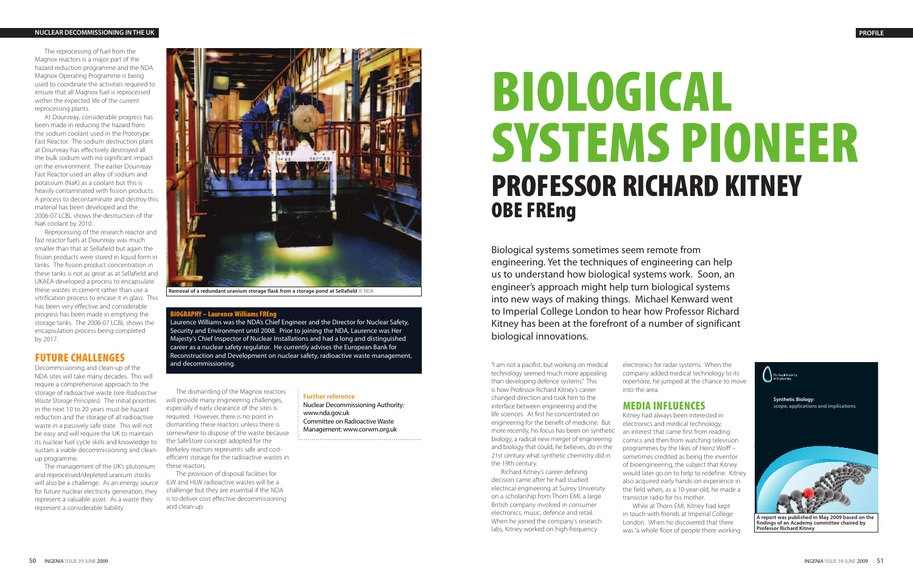The reprocessing of fuel from the Magnox reactors is a major part of the hazard reduction programme and the NDA Magnox Operating Programme is being used to coordinate the activities required to ensure that all Magnox fuel is reprocessed within the expected life of the current reprocessing plants.

At Dounreay, considerable progress has been made in reducing the hazard from the sodium coolant used in the Prototype Fast Reactor. The sodium destruction plant at Dounreay has effectively destroyed all the bulk sodium with no significant impact on the environment. The earlier Dounreay Fast Reactor used an alloy of sodium and potassium (NaK) as a coolant but this is heavily contaminated with fission products. A process to decontaminate and destroy this material has been developed and the 2006-07 LCBL shows the destruction of the NaK coolant by 2010.

Reprocessing of the research reactor and fast reactor fuels at Dounreay was much smaller than that at Sellafield but again the fission products were stored in liquid form in tanks. The fission product concentration in these tanks is not as great as at Sellafield and UKAEA developed a process to encapsulate these wastes in cement rather than use a vitrification process to encase it in glass. This has been very effective and considerable progress has been made in emptying the storage tanks. The 2006-07 LCBL shows the encapsulation process being completed by 2017.

## FUTURE CHALLENGES

Decommissioning and clean-up of the NDA sites will take many decades. This will require a comprehensive approach to the storage of radioactive waste (see *Radioactive Waste Storage Principles*). The initial priorities in the next 10 to 20 years must be hazard reduction and the storage of all radioactive waste in a passively safe state. This will not be easy and will require the UK to maintain its nuclear fuel cycle skills and knowledge to sustain a viable decommissioning and clean-up programme.

The management of the UK's plutonium and reprocessed/depleted uranium stocks will also be a challenge. As an energy source for future nuclear electricity generation, they represent a valuable asset. As a waste they represent a considerable liability.

**Removal of a redundant uranium storage flask from a storage pond at Sellafield** © NDA

### BIOGRAPHY – Laurence Williams FREng

Laurence Williams was the NDA's Chief Engineer and the Director for Nuclear Safety, Security and Environment until 2008. Prior to joining the NDA, Laurence was Her Majesty's Chief Inspector of Nuclear Installations and had a long and distinguished career as a nuclear safety regulator. He currently advises the European Bank for Reconstruction and Development on nuclear safety, radioactive waste management, and decommissioning.

The dismantling of the Magnox reactors will provide many engineering challenges, especially if early clearance of the sites is required. However, there is no point in dismantling these reactors unless there is somewhere to dispose of the waste because the SafeStore concept adopted for the Berkeley reactors represents safe and cost-efficient storage for the radioactive wastes in these reactors.

The provision of disposal facilities for ILW and HLW radioactive wastes will be a challenge but they are essential if the NDA is to deliver cost effective decommissioning and clean-up.

**Further reference**

Nuclear Decommissioning Authority: www.nda.gov.uk

Committee on Radioactive Waste Management: www.corwm.org.uk

# BIOLOGICAL SYSTEMS PIONEER

## PROFESSOR RICHARD KITNEY OBE FREng

Biological systems sometimes seem remote from engineering. Yet the techniques of engineering can help us to understand how biological systems work. Soon, an engineer's approach might help turn biological systems into new ways of making things. Michael Kenward went to Imperial College London to hear how Professor Richard Kitney has been at the forefront of a number of significant biological innovations.

"I am not a pacifist, but working on medical technology seemed much more appealing than developing defence systems." This is how Professor Richard Kitney's career changed direction and took him to the interface between engineering and the life sciences. At first he concentrated on engineering for the benefit of medicine. But more recently, his focus has been on synthetic biology, a radical new merger of engineering and biology that could, he believes, do in the 21st century what synthetic chemistry did in the 19th century.

Richard Kitney's career-defining decision came after he had studied electrical engineering at Surrey University on a scholarship from Thorn EMI, a large British company involved in consumer electronics, music, defence and retail. When he joined the company's research labs, Kitney worked on high-frequency electronics for radar systems. When the company added medical technology to its repertoire, he jumped at the chance to move into the area.

### MEDIA INFLUENCES

Kitney had always been interested in electronics and medical technology, an interest that came first from reading comics and then from watching television programmes by the likes of Heinz Wolff – sometimes credited as being the inventor of bioengineering, the subject that Kitney would later go on to help to redefine. Kitney also acquired early hands-on experience in the field when, as a 10-year-old, he made a transistor radio for his mother.

While at Thorn EMI, Kitney had kept in touch with friends at Imperial College London. When he discovered that there was "a whole floor of people there working

The Royal Academy of Engineering

**Synthetic Biology: scope, applications and implications**

**A report was published in May 2009 based on the findings of an Academy committee chaired by Professor Richard Kitney**